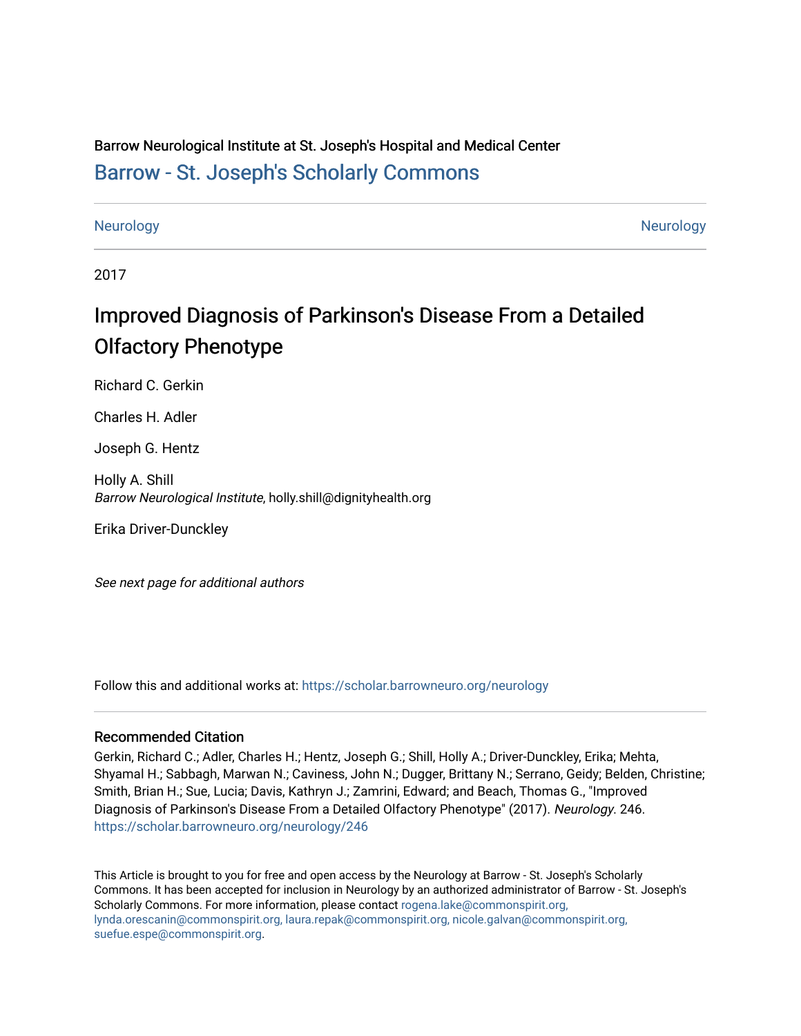Barrow Neurological Institute at St. Joseph's Hospital and Medical Center

[Barrow - St. Joseph's Scholarly Commons](https://scholar.barrowneuro.org)

Neurology | Neurology

2017

# Improved Diagnosis of Parkinson's Disease From a Detailed Olfactory Phenotype

Richard C. Gerkin

Charles H. Adler

Joseph G. Hentz

Holly A. Shill
*Barrow Neurological Institute*, holly.shill@dignityhealth.org

Erika Driver-Dunckley

*See next page for additional authors*

Follow this and additional works at: https://scholar.barrowneuro.org/neurology

## Recommended Citation

Gerkin, Richard C.; Adler, Charles H.; Hentz, Joseph G.; Shill, Holly A.; Driver-Dunckley, Erika; Mehta, Shyamal H.; Sabbagh, Marwan N.; Caviness, John N.; Dugger, Brittany N.; Serrano, Geidy; Belden, Christine; Smith, Brian H.; Sue, Lucia; Davis, Kathryn J.; Zamrini, Edward; and Beach, Thomas G., "Improved Diagnosis of Parkinson's Disease From a Detailed Olfactory Phenotype" (2017). *Neurology*. 246.
https://scholar.barrowneuro.org/neurology/246

This Article is brought to you for free and open access by the Neurology at Barrow - St. Joseph's Scholarly Commons. It has been accepted for inclusion in Neurology by an authorized administrator of Barrow - St. Joseph's Scholarly Commons. For more information, please contact rogena.lake@commonspirit.org, lynda.orescanin@commonspirit.org, laura.repak@commonspirit.org, nicole.galvan@commonspirit.org, suefue.espe@commonspirit.org.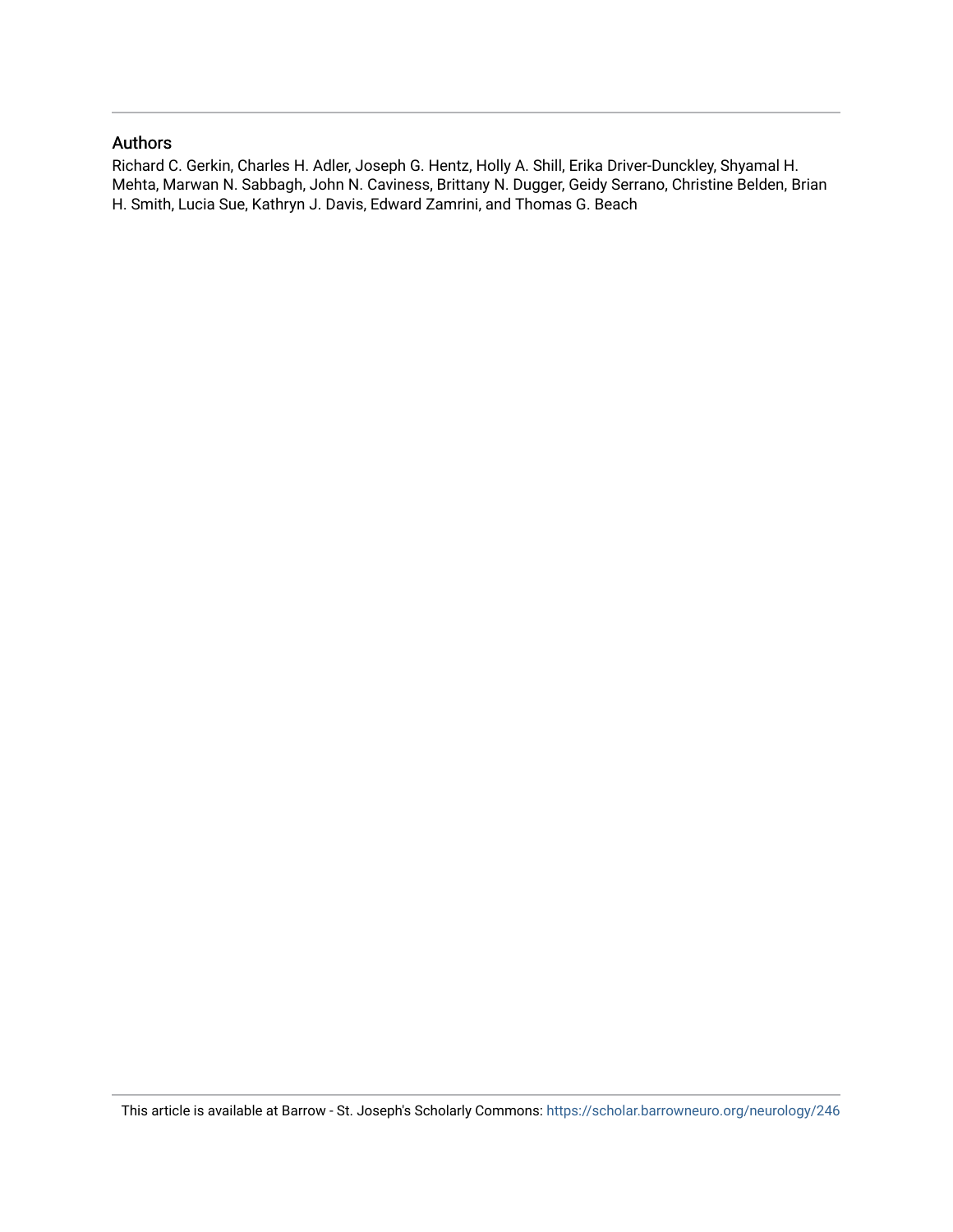## Authors

Richard C. Gerkin, Charles H. Adler, Joseph G. Hentz, Holly A. Shill, Erika Driver-Dunckley, Shyamal H. Mehta, Marwan N. Sabbagh, John N. Caviness, Brittany N. Dugger, Geidy Serrano, Christine Belden, Brian H. Smith, Lucia Sue, Kathryn J. Davis, Edward Zamrini, and Thomas G. Beach

This article is available at Barrow - St. Joseph's Scholarly Commons: https://scholar.barrowneuro.org/neurology/246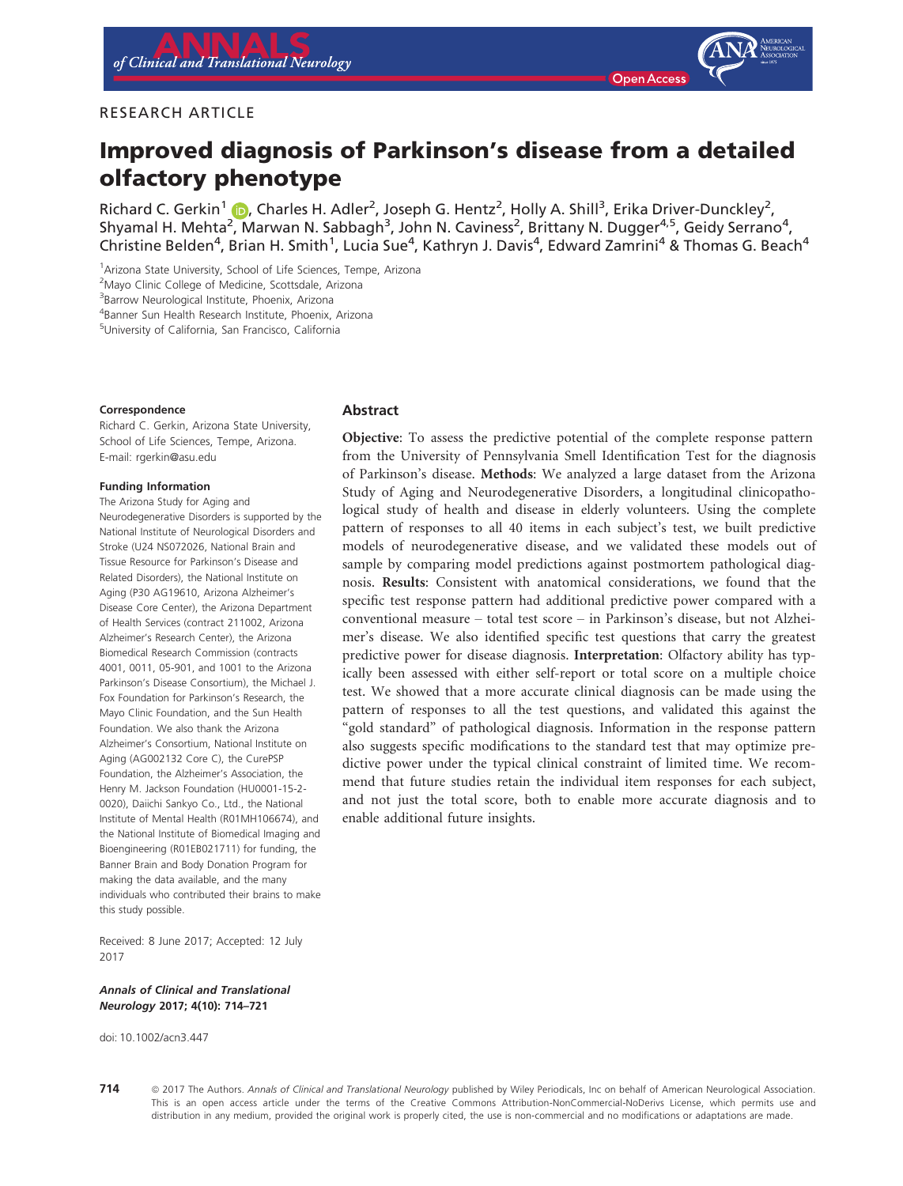# of Clinical and Translational Neurology

RESEARCH ARTICLE

# Improved diagnosis of Parkinson's disease from a detailed olfactory phenotype

Richard C. Gerkin[1], Charles H. Adler[2], Joseph G. Hentz[2], Holly A. Shill[3], Erika Driver-Dunckley[2], Shyamal H. Mehta[2], Marwan N. Sabbagh[3], John N. Caviness[2], Brittany N. Dugger[4,5], Geidy Serrano[4], Christine Belden[4], Brian H. Smith[1], Lucia Sue[4], Kathryn J. Davis[4], Edward Zamrini[4] & Thomas G. Beach[4]

[1]Arizona State University, School of Life Sciences, Tempe, Arizona
[2]Mayo Clinic College of Medicine, Scottsdale, Arizona
[3]Barrow Neurological Institute, Phoenix, Arizona
[4]Banner Sun Health Research Institute, Phoenix, Arizona
[5]University of California, San Francisco, California

#### Correspondence

Richard C. Gerkin, Arizona State University, School of Life Sciences, Tempe, Arizona.
E-mail: rgerkin@asu.edu

#### Funding Information

The Arizona Study for Aging and Neurodegenerative Disorders is supported by the National Institute of Neurological Disorders and Stroke (U24 NS072026, National Brain and Tissue Resource for Parkinson's Disease and Related Disorders), the National Institute on Aging (P30 AG19610, Arizona Alzheimer's Disease Core Center), the Arizona Department of Health Services (contract 211002, Arizona Alzheimer's Research Center), the Arizona Biomedical Research Commission (contracts 4001, 0011, 05-901, and 1001 to the Arizona Parkinson's Disease Consortium), the Michael J. Fox Foundation for Parkinson's Research, the Mayo Clinic Foundation, and the Sun Health Foundation. We also thank the Arizona Alzheimer's Consortium, National Institute on Aging (AG002132 Core C), the CurePSP Foundation, the Alzheimer's Association, the Henry M. Jackson Foundation (HU0001-15-2-0020), Daiichi Sankyo Co., Ltd., the National Institute of Mental Health (R01MH106674), and the National Institute of Biomedical Imaging and Bioengineering (R01EB021711) for funding, the Banner Brain and Body Donation Program for making the data available, and the many individuals who contributed their brains to make this study possible.

Received: 8 June 2017; Accepted: 12 July 2017

*Annals of Clinical and Translational Neurology* 2017; 4(10): 714–721

doi: 10.1002/acn3.447

## Abstract

**Objective**: To assess the predictive potential of the complete response pattern from the University of Pennsylvania Smell Identification Test for the diagnosis of Parkinson's disease. **Methods**: We analyzed a large dataset from the Arizona Study of Aging and Neurodegenerative Disorders, a longitudinal clinicopathological study of health and disease in elderly volunteers. Using the complete pattern of responses to all 40 items in each subject's test, we built predictive models of neurodegenerative disease, and we validated these models out of sample by comparing model predictions against postmortem pathological diagnosis. **Results**: Consistent with anatomical considerations, we found that the specific test response pattern had additional predictive power compared with a conventional measure – total test score – in Parkinson's disease, but not Alzheimer's disease. We also identified specific test questions that carry the greatest predictive power for disease diagnosis. **Interpretation**: Olfactory ability has typically been assessed with either self-report or total score on a multiple choice test. We showed that a more accurate clinical diagnosis can be made using the pattern of responses to all the test questions, and validated this against the "gold standard" of pathological diagnosis. Information in the response pattern also suggests specific modifications to the standard test that may optimize predictive power under the typical clinical constraint of limited time. We recommend that future studies retain the individual item responses for each subject, and not just the total score, both to enable more accurate diagnosis and to enable additional future insights.

© 2017 The Authors. *Annals of Clinical and Translational Neurology* published by Wiley Periodicals, Inc on behalf of American Neurological Association. This is an open access article under the terms of the Creative Commons Attribution-NonCommercial-NoDerivs License, which permits use and distribution in any medium, provided the original work is properly cited, the use is non-commercial and no modifications or adaptations are made.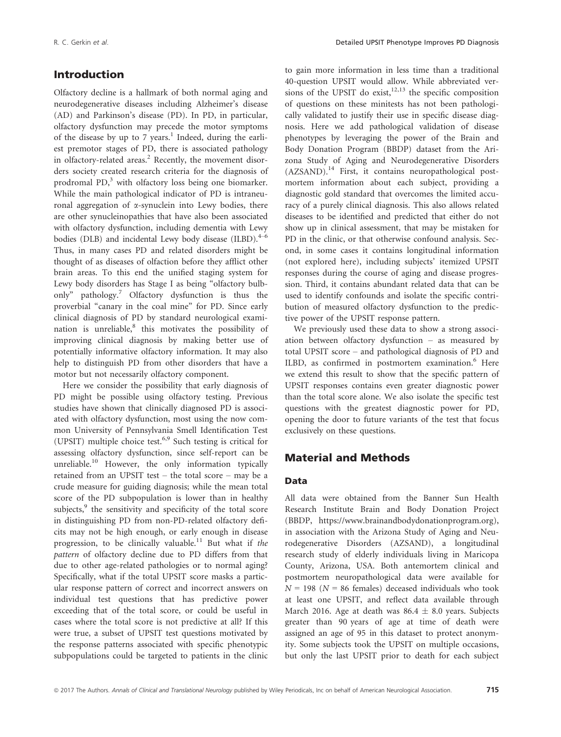## Introduction

Olfactory decline is a hallmark of both normal aging and neurodegenerative diseases including Alzheimer's disease (AD) and Parkinson's disease (PD). In PD, in particular, olfactory dysfunction may precede the motor symptoms of the disease by up to 7 years.[1] Indeed, during the earliest premotor stages of PD, there is associated pathology in olfactory-related areas.[2] Recently, the movement disorders society created research criteria for the diagnosis of prodromal PD,[3] with olfactory loss being one biomarker. While the main pathological indicator of PD is intraneuronal aggregation of α-synuclein into Lewy bodies, there are other synucleinopathies that have also been associated with olfactory dysfunction, including dementia with Lewy bodies (DLB) and incidental Lewy body disease (ILBD).[4–6] Thus, in many cases PD and related disorders might be thought of as diseases of olfaction before they afflict other brain areas. To this end the unified staging system for Lewy body disorders has Stage I as being "olfactory bulb-only" pathology.[7] Olfactory dysfunction is thus the proverbial "canary in the coal mine" for PD. Since early clinical diagnosis of PD by standard neurological examination is unreliable,[8] this motivates the possibility of improving clinical diagnosis by making better use of potentially informative olfactory information. It may also help to distinguish PD from other disorders that have a motor but not necessarily olfactory component.

Here we consider the possibility that early diagnosis of PD might be possible using olfactory testing. Previous studies have shown that clinically diagnosed PD is associated with olfactory dysfunction, most using the now common University of Pennsylvania Smell Identification Test (UPSIT) multiple choice test.[6,9] Such testing is critical for assessing olfactory dysfunction, since self-report can be unreliable.[10] However, the only information typically retained from an UPSIT test – the total score – may be a crude measure for guiding diagnosis; while the mean total score of the PD subpopulation is lower than in healthy subjects,[9] the sensitivity and specificity of the total score in distinguishing PD from non-PD-related olfactory deficits may not be high enough, or early enough in disease progression, to be clinically valuable.[11] But what if *the pattern* of olfactory decline due to PD differs from that due to other age-related pathologies or to normal aging? Specifically, what if the total UPSIT score masks a particular response pattern of correct and incorrect answers on individual test questions that has predictive power exceeding that of the total score, or could be useful in cases where the total score is not predictive at all? If this were true, a subset of UPSIT test questions motivated by the response patterns associated with specific phenotypic subpopulations could be targeted to patients in the clinic to gain more information in less time than a traditional 40-question UPSIT would allow. While abbreviated versions of the UPSIT do exist,[12,13] the specific composition of questions on these minitests has not been pathologically validated to justify their use in specific disease diagnosis. Here we add pathological validation of disease phenotypes by leveraging the power of the Brain and Body Donation Program (BBDP) dataset from the Arizona Study of Aging and Neurodegenerative Disorders (AZSAND).[14] First, it contains neuropathological postmortem information about each subject, providing a diagnostic gold standard that overcomes the limited accuracy of a purely clinical diagnosis. This also allows related diseases to be identified and predicted that either do not show up in clinical assessment, that may be mistaken for PD in the clinic, or that otherwise confound analysis. Second, in some cases it contains longitudinal information (not explored here), including subjects' itemized UPSIT responses during the course of aging and disease progression. Third, it contains abundant related data that can be used to identify confounds and isolate the specific contribution of measured olfactory dysfunction to the predictive power of the UPSIT response pattern.

We previously used these data to show a strong association between olfactory dysfunction – as measured by total UPSIT score – and pathological diagnosis of PD and ILBD, as confirmed in postmortem examination.[6] Here we extend this result to show that the specific pattern of UPSIT responses contains even greater diagnostic power than the total score alone. We also isolate the specific test questions with the greatest diagnostic power for PD, opening the door to future variants of the test that focus exclusively on these questions.

## Material and Methods

### Data

All data were obtained from the Banner Sun Health Research Institute Brain and Body Donation Project (BBDP, https://www.brainandbodydonationprogram.org), in association with the Arizona Study of Aging and Neurodegenerative Disorders (AZSAND), a longitudinal research study of elderly individuals living in Maricopa County, Arizona, USA. Both antemortem clinical and postmortem neuropathological data were available for $N = 198$ ($N = 86$ females) deceased individuals who took at least one UPSIT, and reflect data available through March 2016. Age at death was $86.4 \pm 8.0$ years. Subjects greater than 90 years of age at time of death were assigned an age of 95 in this dataset to protect anonymity. Some subjects took the UPSIT on multiple occasions, but only the last UPSIT prior to death for each subject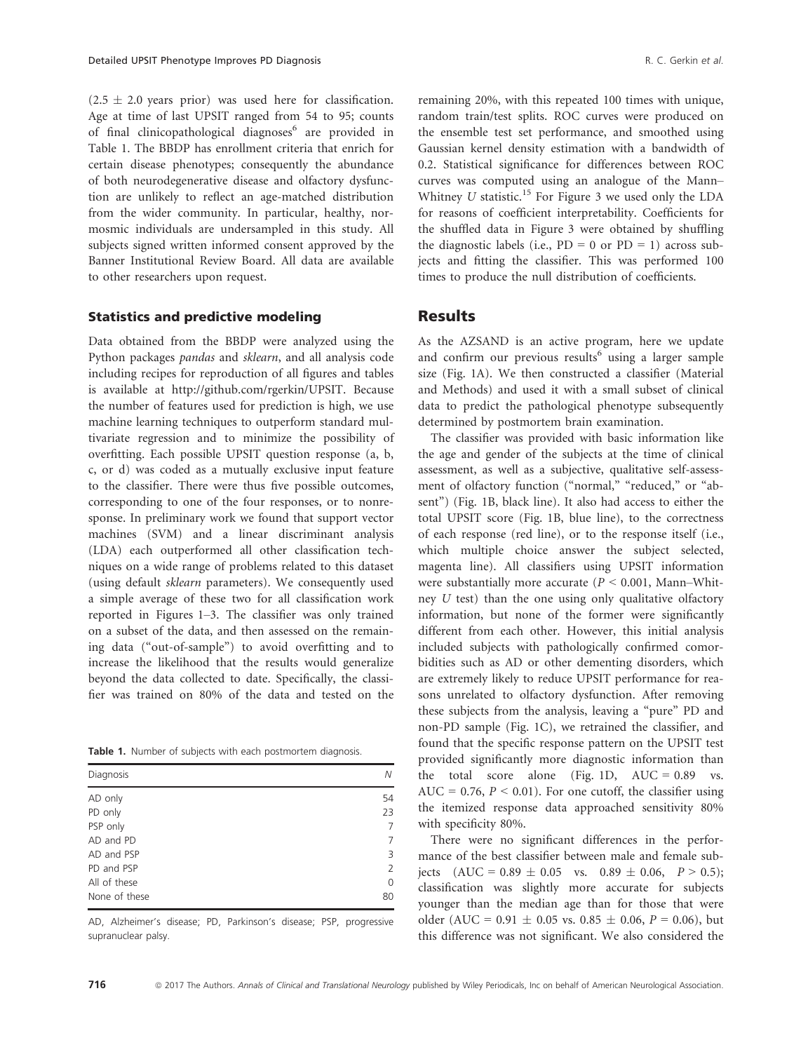(2.5 ± 2.0 years prior) was used here for classification. Age at time of last UPSIT ranged from 54 to 95; counts of final clinicopathological diagnoses[6] are provided in Table 1. The BBDP has enrollment criteria that enrich for certain disease phenotypes; consequently the abundance of both neurodegenerative disease and olfactory dysfunction are unlikely to reflect an age-matched distribution from the wider community. In particular, healthy, normosmic individuals are undersampled in this study. All subjects signed written informed consent approved by the Banner Institutional Review Board. All data are available to other researchers upon request.

### Statistics and predictive modeling

Data obtained from the BBDP were analyzed using the Python packages *pandas* and *sklearn*, and all analysis code including recipes for reproduction of all figures and tables is available at http://github.com/rgerkin/UPSIT. Because the number of features used for prediction is high, we use machine learning techniques to outperform standard multivariate regression and to minimize the possibility of overfitting. Each possible UPSIT question response (a, b, c, or d) was coded as a mutually exclusive input feature to the classifier. There were thus five possible outcomes, corresponding to one of the four responses, or to nonresponse. In preliminary work we found that support vector machines (SVM) and a linear discriminant analysis (LDA) each outperformed all other classification techniques on a wide range of problems related to this dataset (using default *sklearn* parameters). We consequently used a simple average of these two for all classification work reported in Figures 1–3. The classifier was only trained on a subset of the data, and then assessed on the remaining data ("out-of-sample") to avoid overfitting and to increase the likelihood that the results would generalize beyond the data collected to date. Specifically, the classifier was trained on 80% of the data and tested on the remaining 20%, with this repeated 100 times with unique, random train/test splits. ROC curves were produced on the ensemble test set performance, and smoothed using Gaussian kernel density estimation with a bandwidth of 0.2. Statistical significance for differences between ROC curves was computed using an analogue of the Mann–Whitney $U$ statistic.[15] For Figure 3 we used only the LDA for reasons of coefficient interpretability. Coefficients for the shuffled data in Figure 3 were obtained by shuffling the diagnostic labels (i.e., PD = 0 or PD = 1) across subjects and fitting the classifier. This was performed 100 times to produce the null distribution of coefficients.

**Table 1.** Number of subjects with each postmortem diagnosis.

| Diagnosis | N |
|---|---|
| AD only | 54 |
| PD only | 23 |
| PSP only | 7 |
| AD and PD | 7 |
| AD and PSP | 3 |
| PD and PSP | 2 |
| All of these | 0 |
| None of these | 80 |

AD, Alzheimer's disease; PD, Parkinson's disease; PSP, progressive supranuclear palsy.

## Results

As the AZSAND is an active program, here we update and confirm our previous results[6] using a larger sample size (Fig. 1A). We then constructed a classifier (Material and Methods) and used it with a small subset of clinical data to predict the pathological phenotype subsequently determined by postmortem brain examination.

The classifier was provided with basic information like the age and gender of the subjects at the time of clinical assessment, as well as a subjective, qualitative self-assessment of olfactory function ("normal," "reduced," or "absent") (Fig. 1B, black line). It also had access to either the total UPSIT score (Fig. 1B, blue line), to the correctness of each response (red line), or to the response itself (i.e., which multiple choice answer the subject selected, magenta line). All classifiers using UPSIT information were substantially more accurate ($P < 0.001$, Mann–Whitney $U$ test) than the one using only qualitative olfactory information, but none of the former were significantly different from each other. However, this initial analysis included subjects with pathologically confirmed comorbidities such as AD or other dementing disorders, which are extremely likely to reduce UPSIT performance for reasons unrelated to olfactory dysfunction. After removing these subjects from the analysis, leaving a "pure" PD and non-PD sample (Fig. 1C), we retrained the classifier, and found that the specific response pattern on the UPSIT test provided significantly more diagnostic information than the total score alone (Fig. 1D, AUC = 0.89 vs. AUC = 0.76, $P < 0.01$). For one cutoff, the classifier using the itemized response data approached sensitivity 80% with specificity 80%.

There were no significant differences in the performance of the best classifier between male and female subjects (AUC = 0.89 ± 0.05 vs. 0.89 ± 0.06, $P > 0.5$); classification was slightly more accurate for subjects younger than the median age than for those that were older (AUC = 0.91 ± 0.05 vs. 0.85 ± 0.06, $P = 0.06$), but this difference was not significant. We also considered the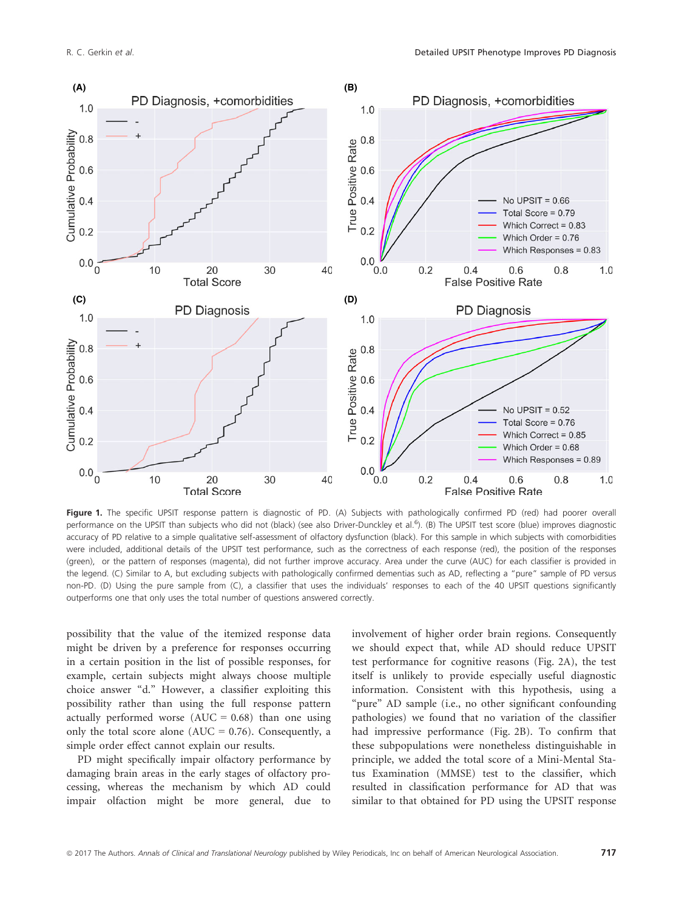**Figure 1.** The specific UPSIT response pattern is diagnostic of PD. (A) Subjects with pathologically confirmed PD (red) had poorer overall performance on the UPSIT than subjects who did not (black) (see also Driver-Dunckley et al.[6]). (B) The UPSIT test score (blue) improves diagnostic accuracy of PD relative to a simple qualitative self-assessment of olfactory dysfunction (black). For this sample in which subjects with comorbidities were included, additional details of the UPSIT test performance, such as the correctness of each response (red), the position of the responses (green), or the pattern of responses (magenta), did not further improve accuracy. Area under the curve (AUC) for each classifier is provided in the legend. (C) Similar to A, but excluding subjects with pathologically confirmed dementias such as AD, reflecting a "pure" sample of PD versus non-PD. (D) Using the pure sample from (C), a classifier that uses the individuals' responses to each of the 40 UPSIT questions significantly outperforms one that only uses the total number of questions answered correctly.

possibility that the value of the itemized response data might be driven by a preference for responses occurring in a certain position in the list of possible responses, for example, certain subjects might always choose multiple choice answer "d." However, a classifier exploiting this possibility rather than using the full response pattern actually performed worse (AUC = 0.68) than one using only the total score alone (AUC = 0.76). Consequently, a simple order effect cannot explain our results.

PD might specifically impair olfactory performance by damaging brain areas in the early stages of olfactory processing, whereas the mechanism by which AD could impair olfaction might be more general, due to involvement of higher order brain regions. Consequently we should expect that, while AD should reduce UPSIT test performance for cognitive reasons (Fig. 2A), the test itself is unlikely to provide especially useful diagnostic information. Consistent with this hypothesis, using a "pure" AD sample (i.e., no other significant confounding pathologies) we found that no variation of the classifier had impressive performance (Fig. 2B). To confirm that these subpopulations were nonetheless distinguishable in principle, we added the total score of a Mini-Mental Status Examination (MMSE) test to the classifier, which resulted in classification performance for AD that was similar to that obtained for PD using the UPSIT response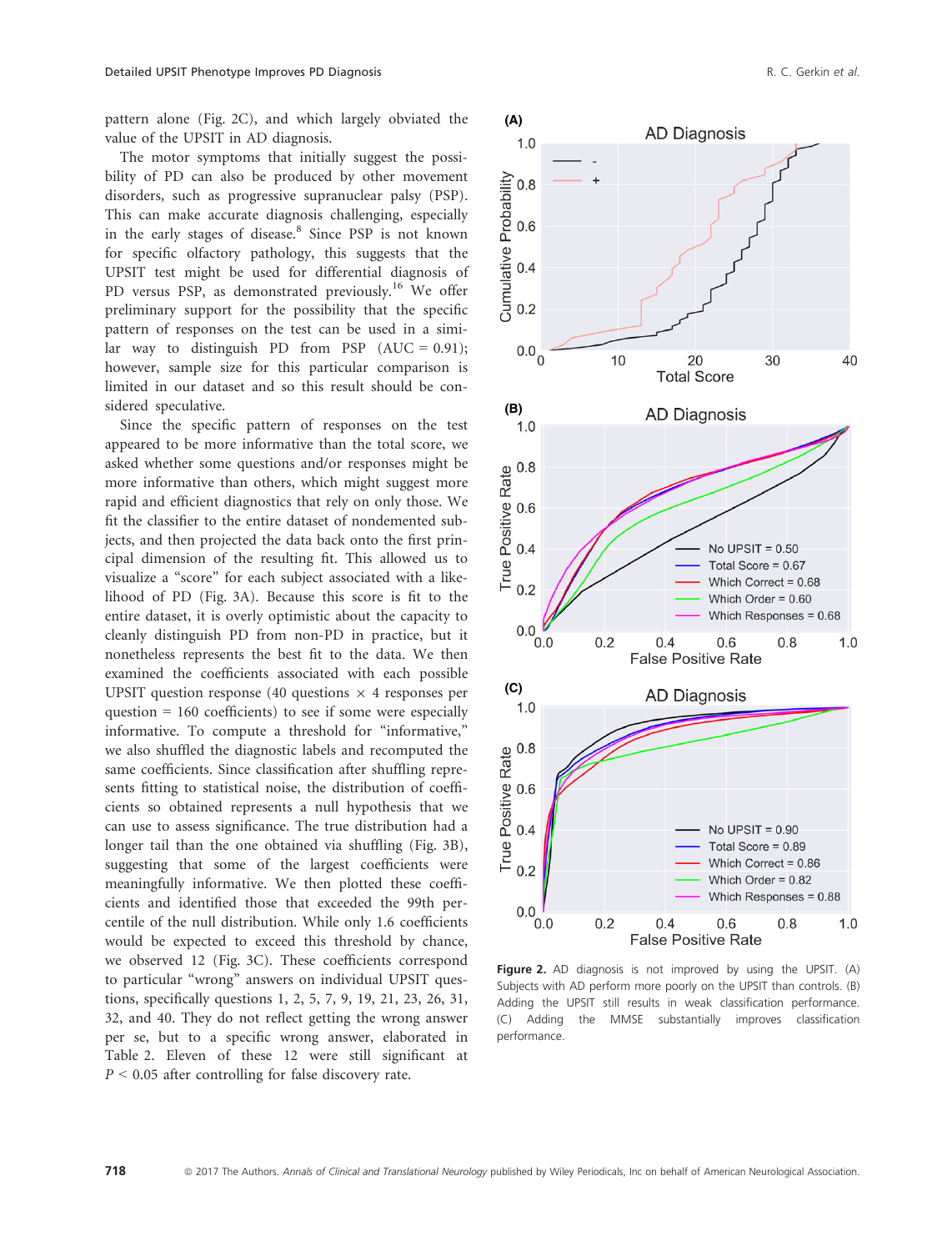pattern alone (Fig. 2C), and which largely obviated the value of the UPSIT in AD diagnosis.

The motor symptoms that initially suggest the possibility of PD can also be produced by other movement disorders, such as progressive supranuclear palsy (PSP). This can make accurate diagnosis challenging, especially in the early stages of disease.[8] Since PSP is not known for specific olfactory pathology, this suggests that the UPSIT test might be used for differential diagnosis of PD versus PSP, as demonstrated previously.[16] We offer preliminary support for the possibility that the specific pattern of responses on the test can be used in a similar way to distinguish PD from PSP (AUC = 0.91); however, sample size for this particular comparison is limited in our dataset and so this result should be considered speculative.

Since the specific pattern of responses on the test appeared to be more informative than the total score, we asked whether some questions and/or responses might be more informative than others, which might suggest more rapid and efficient diagnostics that rely on only those. We fit the classifier to the entire dataset of nondemented subjects, and then projected the data back onto the first principal dimension of the resulting fit. This allowed us to visualize a "score" for each subject associated with a likelihood of PD (Fig. 3A). Because this score is fit to the entire dataset, it is overly optimistic about the capacity to cleanly distinguish PD from non-PD in practice, but it nonetheless represents the best fit to the data. We then examined the coefficients associated with each possible UPSIT question response (40 questions $\times$ 4 responses per question = 160 coefficients) to see if some were especially informative. To compute a threshold for "informative," we also shuffled the diagnostic labels and recomputed the same coefficients. Since classification after shuffling represents fitting to statistical noise, the distribution of coefficients so obtained represents a null hypothesis that we can use to assess significance. The true distribution had a longer tail than the one obtained via shuffling (Fig. 3B), suggesting that some of the largest coefficients were meaningfully informative. We then plotted these coefficients and identified those that exceeded the 99th percentile of the null distribution. While only 1.6 coefficients would be expected to exceed this threshold by chance, we observed 12 (Fig. 3C). These coefficients correspond to particular "wrong" answers on individual UPSIT questions, specifically questions 1, 2, 5, 7, 9, 19, 21, 23, 26, 31, 32, and 40. They do not reflect getting the wrong answer per se, but to a specific wrong answer, elaborated in Table 2. Eleven of these 12 were still significant at $P < 0.05$ after controlling for false discovery rate.

**Figure 2.** AD diagnosis is not improved by using the UPSIT. (A) Subjects with AD perform more poorly on the UPSIT than controls. (B) Adding the UPSIT still results in weak classification performance. (C) Adding the MMSE substantially improves classification performance.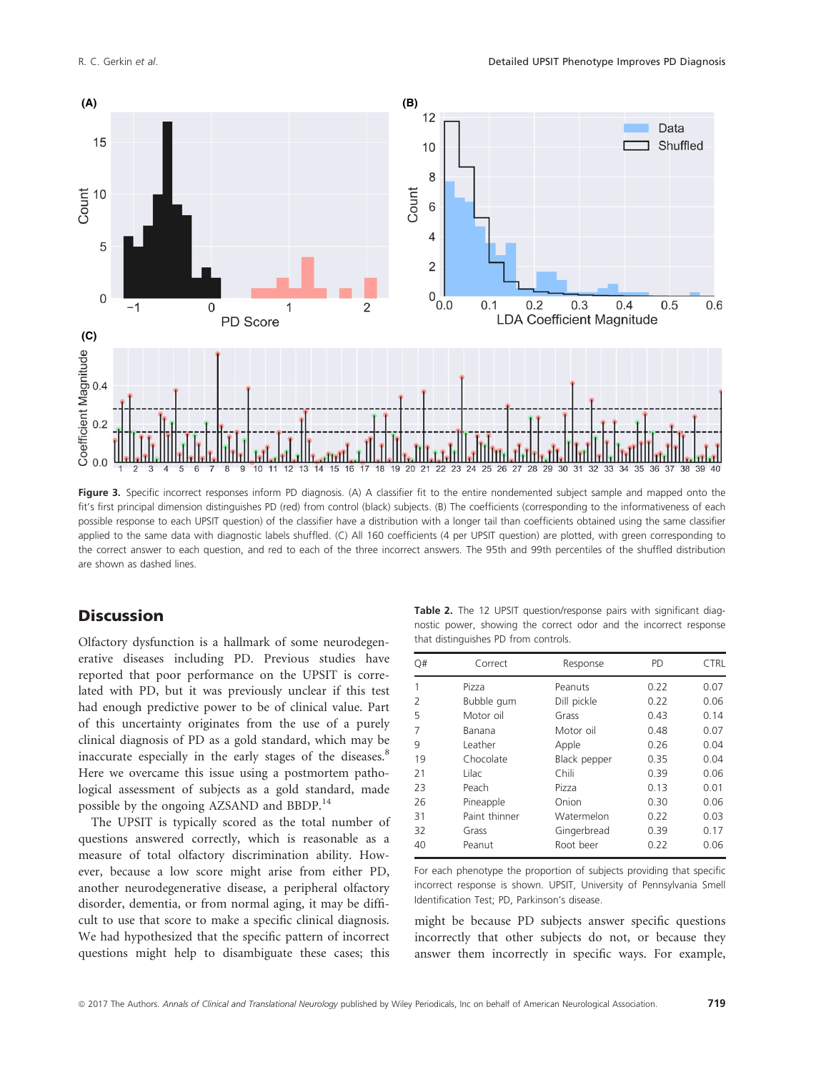Figure 3. Specific incorrect responses inform PD diagnosis. (A) A classifier fit to the entire nondemented subject sample and mapped onto the fit's first principal dimension distinguishes PD (red) from control (black) subjects. (B) The coefficients (corresponding to the informativeness of each possible response to each UPSIT question) of the classifier have a distribution with a longer tail than coefficients obtained using the same classifier applied to the same data with diagnostic labels shuffled. (C) All 160 coefficients (4 per UPSIT question) are plotted, with green corresponding to the correct answer to each question, and red to each of the three incorrect answers. The 95th and 99th percentiles of the shuffled distribution are shown as dashed lines.

## Discussion

Olfactory dysfunction is a hallmark of some neurodegenerative diseases including PD. Previous studies have reported that poor performance on the UPSIT is correlated with PD, but it was previously unclear if this test had enough predictive power to be of clinical value. Part of this uncertainty originates from the use of a purely clinical diagnosis of PD as a gold standard, which may be inaccurate especially in the early stages of the diseases.[8] Here we overcome this issue using a postmortem pathological assessment of subjects as a gold standard, made possible by the ongoing AZSAND and BBDP.[14]

The UPSIT is typically scored as the total number of questions answered correctly, which is reasonable as a measure of total olfactory discrimination ability. However, because a low score might arise from either PD, another neurodegenerative disease, a peripheral olfactory disorder, dementia, or from normal aging, it may be difficult to use that score to make a specific clinical diagnosis. We had hypothesized that the specific pattern of incorrect questions might help to disambiguate these cases; this might be because PD subjects answer specific questions incorrectly that other subjects do not, or because they answer them incorrectly in specific ways. For example,

**Table 2.** The 12 UPSIT question/response pairs with significant diagnostic power, showing the correct odor and the incorrect response that distinguishes PD from controls.

| Q# | Correct | Response | PD | CTRL |
|---|---|---|---|---|
| 1 | Pizza | Peanuts | 0.22 | 0.07 |
| 2 | Bubble gum | Dill pickle | 0.22 | 0.06 |
| 5 | Motor oil | Grass | 0.43 | 0.14 |
| 7 | Banana | Motor oil | 0.48 | 0.07 |
| 9 | Leather | Apple | 0.26 | 0.04 |
| 19 | Chocolate | Black pepper | 0.35 | 0.04 |
| 21 | Lilac | Chili | 0.39 | 0.06 |
| 23 | Peach | Pizza | 0.13 | 0.01 |
| 26 | Pineapple | Onion | 0.30 | 0.06 |
| 31 | Paint thinner | Watermelon | 0.22 | 0.03 |
| 32 | Grass | Gingerbread | 0.39 | 0.17 |
| 40 | Peanut | Root beer | 0.22 | 0.06 |

For each phenotype the proportion of subjects providing that specific incorrect response is shown. UPSIT, University of Pennsylvania Smell Identification Test; PD, Parkinson's disease.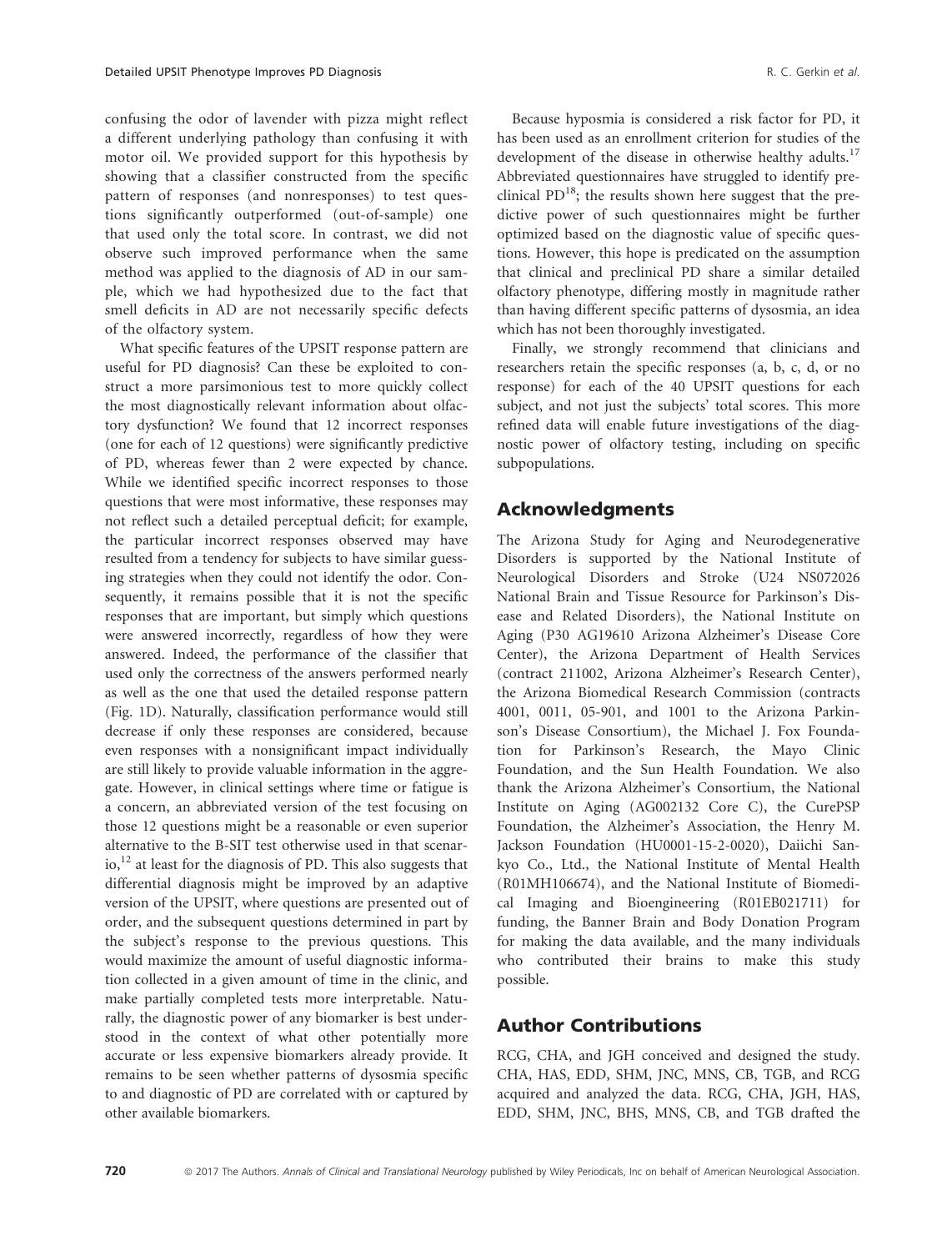confusing the odor of lavender with pizza might reflect a different underlying pathology than confusing it with motor oil. We provided support for this hypothesis by showing that a classifier constructed from the specific pattern of responses (and nonresponses) to test questions significantly outperformed (out-of-sample) one that used only the total score. In contrast, we did not observe such improved performance when the same method was applied to the diagnosis of AD in our sample, which we had hypothesized due to the fact that smell deficits in AD are not necessarily specific defects of the olfactory system.

What specific features of the UPSIT response pattern are useful for PD diagnosis? Can these be exploited to construct a more parsimonious test to more quickly collect the most diagnostically relevant information about olfactory dysfunction? We found that 12 incorrect responses (one for each of 12 questions) were significantly predictive of PD, whereas fewer than 2 were expected by chance. While we identified specific incorrect responses to those questions that were most informative, these responses may not reflect such a detailed perceptual deficit; for example, the particular incorrect responses observed may have resulted from a tendency for subjects to have similar guessing strategies when they could not identify the odor. Consequently, it remains possible that it is not the specific responses that are important, but simply which questions were answered incorrectly, regardless of how they were answered. Indeed, the performance of the classifier that used only the correctness of the answers performed nearly as well as the one that used the detailed response pattern (Fig. 1D). Naturally, classification performance would still decrease if only these responses are considered, because even responses with a nonsignificant impact individually are still likely to provide valuable information in the aggregate. However, in clinical settings where time or fatigue is a concern, an abbreviated version of the test focusing on those 12 questions might be a reasonable or even superior alternative to the B-SIT test otherwise used in that scenario,[12] at least for the diagnosis of PD. This also suggests that differential diagnosis might be improved by an adaptive version of the UPSIT, where questions are presented out of order, and the subsequent questions determined in part by the subject's response to the previous questions. This would maximize the amount of useful diagnostic information collected in a given amount of time in the clinic, and make partially completed tests more interpretable. Naturally, the diagnostic power of any biomarker is best understood in the context of what other potentially more accurate or less expensive biomarkers already provide. It remains to be seen whether patterns of dysosmia specific to and diagnostic of PD are correlated with or captured by other available biomarkers.

Because hyposmia is considered a risk factor for PD, it has been used as an enrollment criterion for studies of the development of the disease in otherwise healthy adults.[17] Abbreviated questionnaires have struggled to identify preclinical PD[18]; the results shown here suggest that the predictive power of such questionnaires might be further optimized based on the diagnostic value of specific questions. However, this hope is predicated on the assumption that clinical and preclinical PD share a similar detailed olfactory phenotype, differing mostly in magnitude rather than having different specific patterns of dysosmia, an idea which has not been thoroughly investigated.

Finally, we strongly recommend that clinicians and researchers retain the specific responses (a, b, c, d, or no response) for each of the 40 UPSIT questions for each subject, and not just the subjects' total scores. This more refined data will enable future investigations of the diagnostic power of olfactory testing, including on specific subpopulations.

## Acknowledgments

The Arizona Study for Aging and Neurodegenerative Disorders is supported by the National Institute of Neurological Disorders and Stroke (U24 NS072026 National Brain and Tissue Resource for Parkinson's Disease and Related Disorders), the National Institute on Aging (P30 AG19610 Arizona Alzheimer's Disease Core Center), the Arizona Department of Health Services (contract 211002, Arizona Alzheimer's Research Center), the Arizona Biomedical Research Commission (contracts 4001, 0011, 05-901, and 1001 to the Arizona Parkinson's Disease Consortium), the Michael J. Fox Foundation for Parkinson's Research, the Mayo Clinic Foundation, and the Sun Health Foundation. We also thank the Arizona Alzheimer's Consortium, the National Institute on Aging (AG002132 Core C), the CurePSP Foundation, the Alzheimer's Association, the Henry M. Jackson Foundation (HU0001-15-2-0020), Daiichi Sankyo Co., Ltd., the National Institute of Mental Health (R01MH106674), and the National Institute of Biomedical Imaging and Bioengineering (R01EB021711) for funding, the Banner Brain and Body Donation Program for making the data available, and the many individuals who contributed their brains to make this study possible.

## Author Contributions

RCG, CHA, and JGH conceived and designed the study. CHA, HAS, EDD, SHM, JNC, MNS, CB, TGB, and RCG acquired and analyzed the data. RCG, CHA, JGH, HAS, EDD, SHM, JNC, BHS, MNS, CB, and TGB drafted the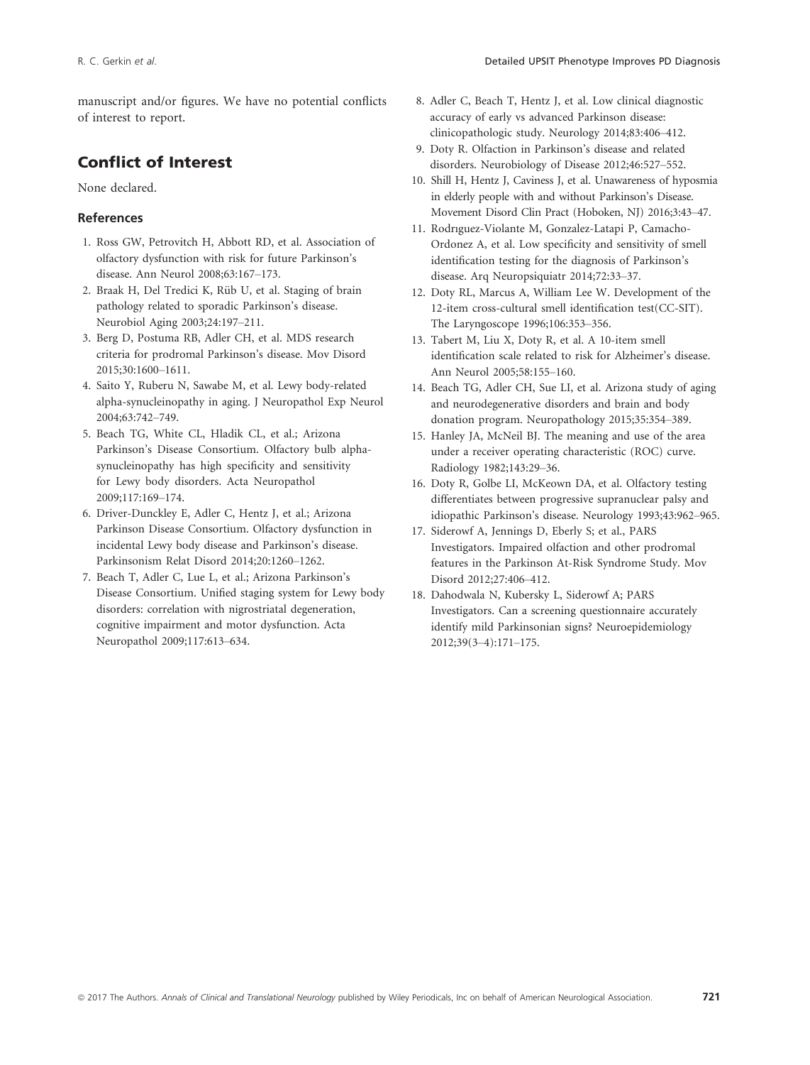manuscript and/or figures. We have no potential conflicts of interest to report.

## Conflict of Interest

None declared.

### References

1. Ross GW, Petrovitch H, Abbott RD, et al. Association of olfactory dysfunction with risk for future Parkinson's disease. Ann Neurol 2008;63:167–173.
2. Braak H, Del Tredici K, Rüb U, et al. Staging of brain pathology related to sporadic Parkinson's disease. Neurobiol Aging 2003;24:197–211.
3. Berg D, Postuma RB, Adler CH, et al. MDS research criteria for prodromal Parkinson's disease. Mov Disord 2015;30:1600–1611.
4. Saito Y, Ruberu N, Sawabe M, et al. Lewy body-related alpha-synucleinopathy in aging. J Neuropathol Exp Neurol 2004;63:742–749.
5. Beach TG, White CL, Hladik CL, et al.; Arizona Parkinson's Disease Consortium. Olfactory bulb alpha-synucleinopathy has high specificity and sensitivity for Lewy body disorders. Acta Neuropathol 2009;117:169–174.
6. Driver-Dunckley E, Adler C, Hentz J, et al.; Arizona Parkinson Disease Consortium. Olfactory dysfunction in incidental Lewy body disease and Parkinson's disease. Parkinsonism Relat Disord 2014;20:1260–1262.
7. Beach T, Adler C, Lue L, et al.; Arizona Parkinson's Disease Consortium. Unified staging system for Lewy body disorders: correlation with nigrostriatal degeneration, cognitive impairment and motor dysfunction. Acta Neuropathol 2009;117:613–634.
8. Adler C, Beach T, Hentz J, et al. Low clinical diagnostic accuracy of early vs advanced Parkinson disease: clinicopathologic study. Neurology 2014;83:406–412.
9. Doty R. Olfaction in Parkinson's disease and related disorders. Neurobiology of Disease 2012;46:527–552.
10. Shill H, Hentz J, Caviness J, et al. Unawareness of hyposmia in elderly people with and without Parkinson's Disease. Movement Disord Clin Pract (Hoboken, NJ) 2016;3:43–47.
11. Rodrıguez-Violante M, Gonzalez-Latapi P, Camacho-Ordonez A, et al. Low specificity and sensitivity of smell identification testing for the diagnosis of Parkinson's disease. Arq Neuropsiquiatr 2014;72:33–37.
12. Doty RL, Marcus A, William Lee W. Development of the 12-item cross-cultural smell identification test(CC-SIT). The Laryngoscope 1996;106:353–356.
13. Tabert M, Liu X, Doty R, et al. A 10-item smell identification scale related to risk for Alzheimer's disease. Ann Neurol 2005;58:155–160.
14. Beach TG, Adler CH, Sue LI, et al. Arizona study of aging and neurodegenerative disorders and brain and body donation program. Neuropathology 2015;35:354–389.
15. Hanley JA, McNeil BJ. The meaning and use of the area under a receiver operating characteristic (ROC) curve. Radiology 1982;143:29–36.
16. Doty R, Golbe LI, McKeown DA, et al. Olfactory testing differentiates between progressive supranuclear palsy and idiopathic Parkinson's disease. Neurology 1993;43:962–965.
17. Siderowf A, Jennings D, Eberly S; et al., PARS Investigators. Impaired olfaction and other prodromal features in the Parkinson At-Risk Syndrome Study. Mov Disord 2012;27:406–412.
18. Dahodwala N, Kubersky L, Siderowf A; PARS Investigators. Can a screening questionnaire accurately identify mild Parkinsonian signs? Neuroepidemiology 2012;39(3–4):171–175.